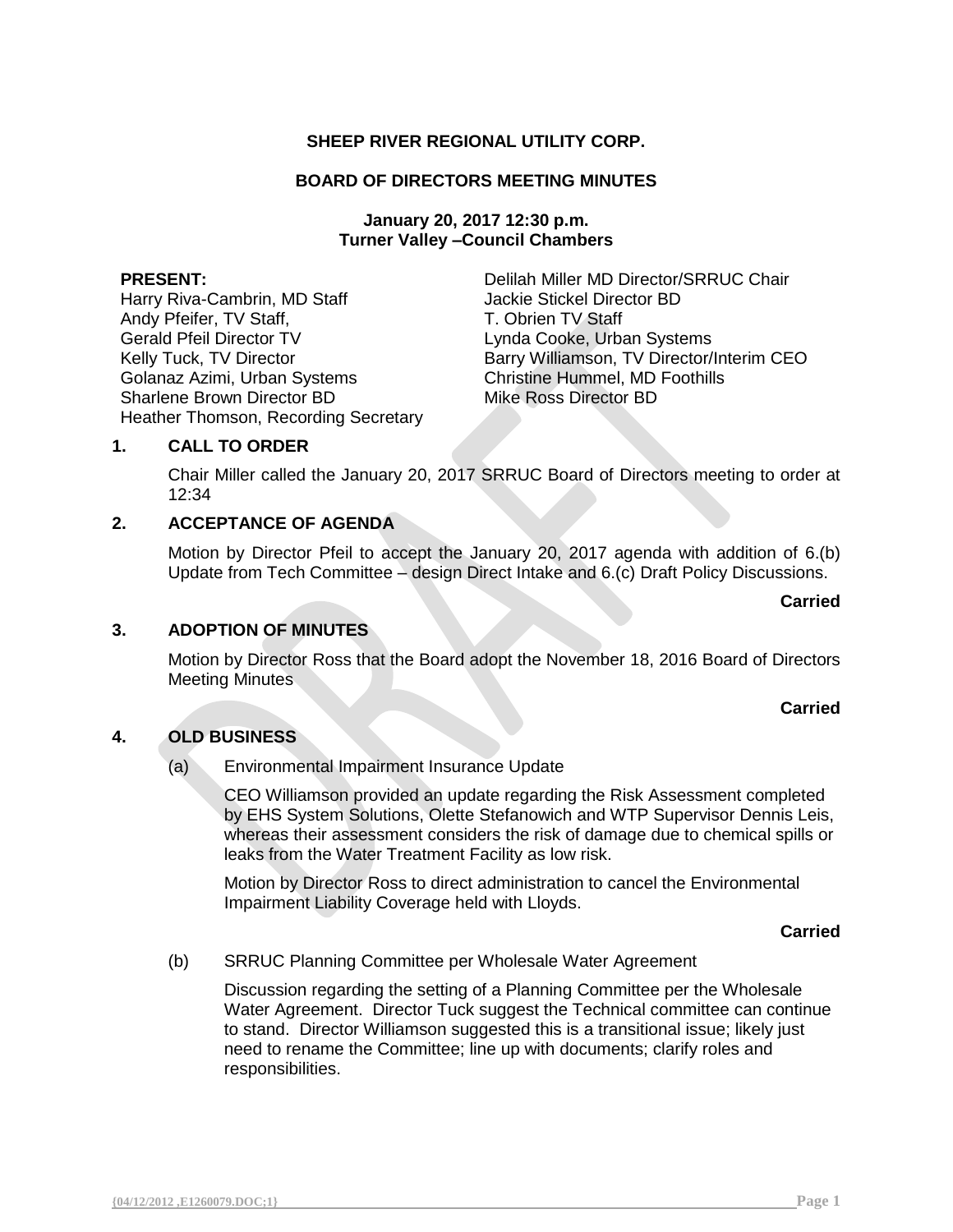**SHEEP RIVER REGIONAL UTILITY CORP.**

**BOARD OF DIRECTORS MEETING MINUTES**

**January 20, 2017 12:30 p.m.**
**Turner Valley –Council Chambers**

**PRESENT:**

Harry Riva-Cambrin, MD Staff
Andy Pfeifer, TV Staff,
Gerald Pfeil Director TV
Kelly Tuck, TV Director
Golanaz Azimi, Urban Systems
Sharlene Brown Director BD
Heather Thomson, Recording Secretary
Delilah Miller MD Director/SRRUC Chair
Jackie Stickel Director BD
T. Obrien TV Staff
Lynda Cooke, Urban Systems
Barry Williamson, TV Director/Interim CEO
Christine Hummel, MD Foothills
Mike Ross Director BD

## 1. CALL TO ORDER

Chair Miller called the January 20, 2017 SRRUC Board of Directors meeting to order at 12:34

## 2. ACCEPTANCE OF AGENDA

Motion by Director Pfeil to accept the January 20, 2017 agenda with addition of 6.(b) Update from Tech Committee – design Direct Intake and 6.(c) Draft Policy Discussions.

**Carried**

## 3. ADOPTION OF MINUTES

Motion by Director Ross that the Board adopt the November 18, 2016 Board of Directors Meeting Minutes

**Carried**

## 4. OLD BUSINESS

(a) Environmental Impairment Insurance Update

CEO Williamson provided an update regarding the Risk Assessment completed by EHS System Solutions, Olette Stefanowich and WTP Supervisor Dennis Leis, whereas their assessment considers the risk of damage due to chemical spills or leaks from the Water Treatment Facility as low risk.

Motion by Director Ross to direct administration to cancel the Environmental Impairment Liability Coverage held with Lloyds.

**Carried**

(b) SRRUC Planning Committee per Wholesale Water Agreement

Discussion regarding the setting of a Planning Committee per the Wholesale Water Agreement. Director Tuck suggest the Technical committee can continue to stand. Director Williamson suggested this is a transitional issue; likely just need to rename the Committee; line up with documents; clarify roles and responsibilities.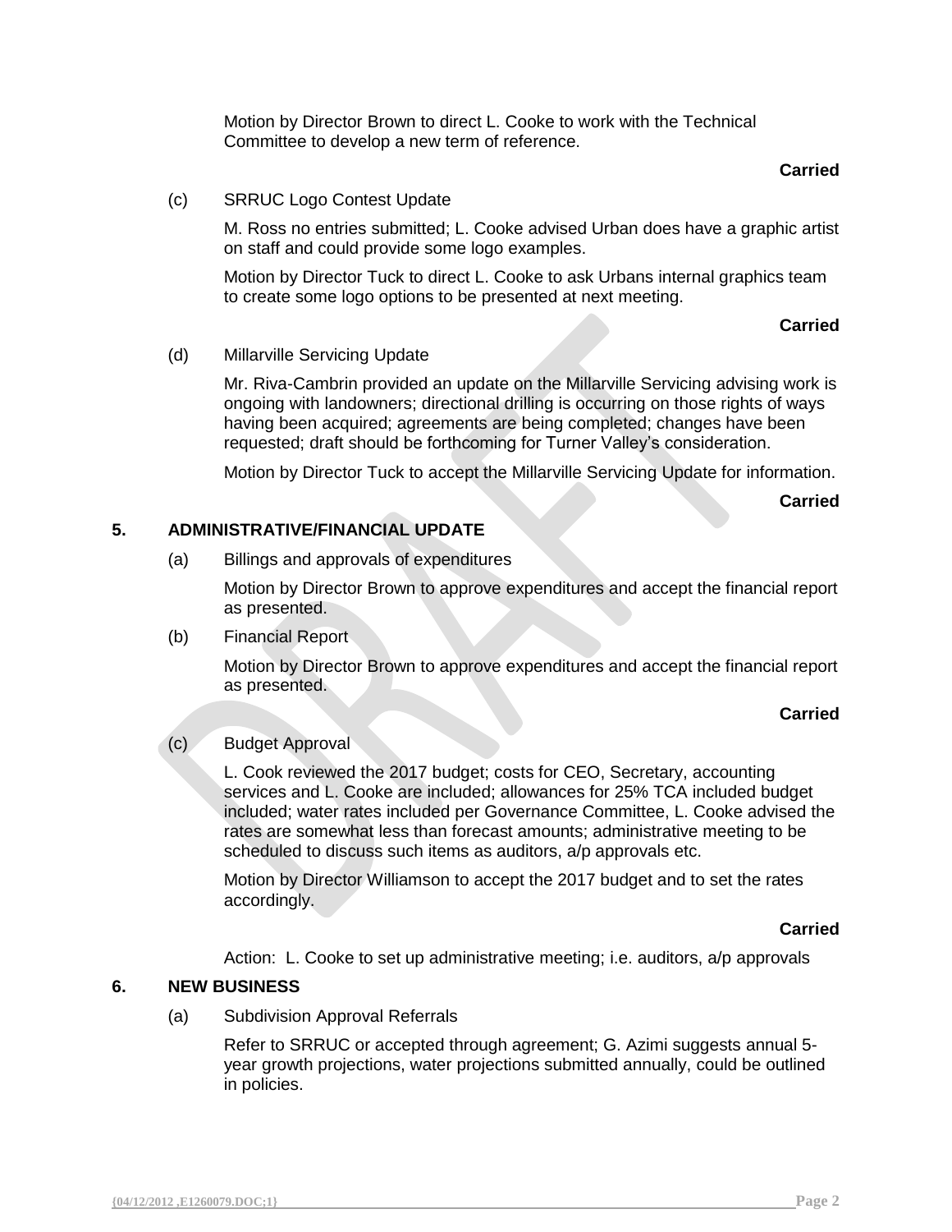Motion by Director Brown to direct L. Cooke to work with the Technical Committee to develop a new term of reference.

**Carried**

(c) SRRUC Logo Contest Update

M. Ross no entries submitted; L. Cooke advised Urban does have a graphic artist on staff and could provide some logo examples.

Motion by Director Tuck to direct L. Cooke to ask Urbans internal graphics team to create some logo options to be presented at next meeting.

**Carried**

(d) Millarville Servicing Update

Mr. Riva-Cambrin provided an update on the Millarville Servicing advising work is ongoing with landowners; directional drilling is occurring on those rights of ways having been acquired; agreements are being completed; changes have been requested; draft should be forthcoming for Turner Valley's consideration.

Motion by Director Tuck to accept the Millarville Servicing Update for information.

**Carried**

**5. ADMINISTRATIVE/FINANCIAL UPDATE**

(a) Billings and approvals of expenditures

Motion by Director Brown to approve expenditures and accept the financial report as presented.

(b) Financial Report

Motion by Director Brown to approve expenditures and accept the financial report as presented.

**Carried**

(c) Budget Approval

L. Cook reviewed the 2017 budget; costs for CEO, Secretary, accounting services and L. Cooke are included; allowances for 25% TCA included budget included; water rates included per Governance Committee, L. Cooke advised the rates are somewhat less than forecast amounts; administrative meeting to be scheduled to discuss such items as auditors, a/p approvals etc.

Motion by Director Williamson to accept the 2017 budget and to set the rates accordingly.

**Carried**

Action: L. Cooke to set up administrative meeting; i.e. auditors, a/p approvals

**6. NEW BUSINESS**

(a) Subdivision Approval Referrals

Refer to SRRUC or accepted through agreement; G. Azimi suggests annual 5-year growth projections, water projections submitted annually, could be outlined in policies.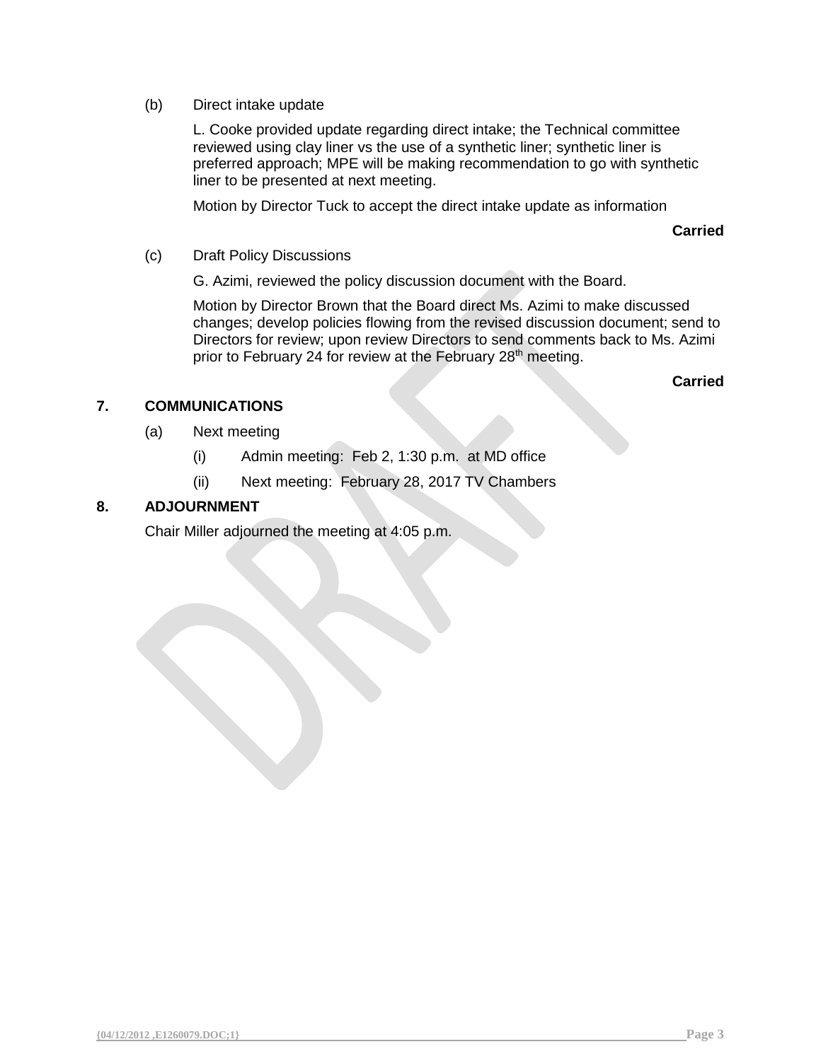(b) Direct intake update

L. Cooke provided update regarding direct intake; the Technical committee reviewed using clay liner vs the use of a synthetic liner; synthetic liner is preferred approach; MPE will be making recommendation to go with synthetic liner to be presented at next meeting.

Motion by Director Tuck to accept the direct intake update as information

**Carried**

(c) Draft Policy Discussions

G. Azimi, reviewed the policy discussion document with the Board.

Motion by Director Brown that the Board direct Ms. Azimi to make discussed changes; develop policies flowing from the revised discussion document; send to Directors for review; upon review Directors to send comments back to Ms. Azimi prior to February 24 for review at the February 28th meeting.

**Carried**

## 7. COMMUNICATIONS

(a) Next meeting

(i) Admin meeting: Feb 2, 1:30 p.m. at MD office

(ii) Next meeting: February 28, 2017 TV Chambers

## 8. ADJOURNMENT

Chair Miller adjourned the meeting at 4:05 p.m.